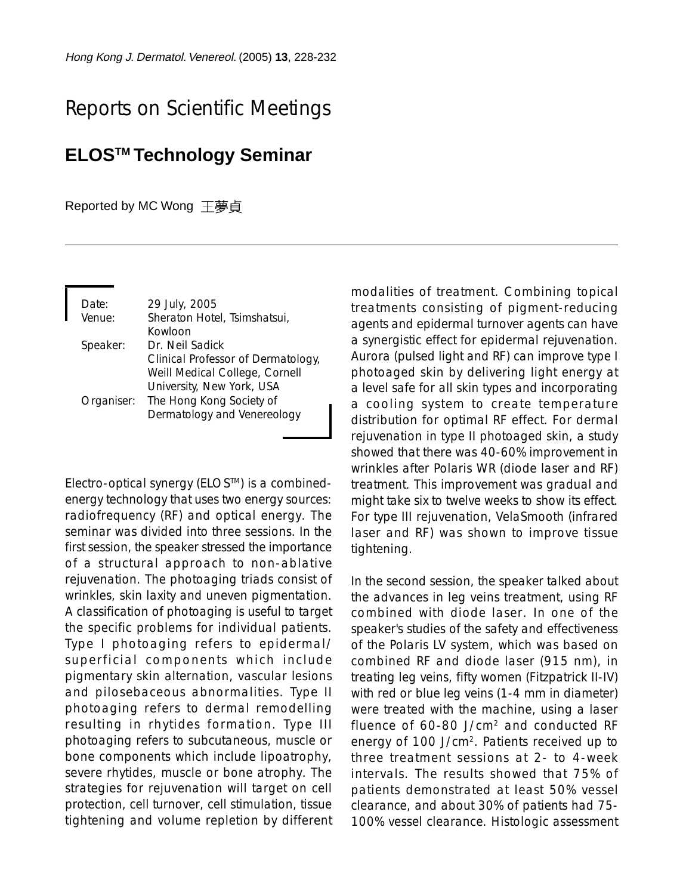# Reports on Scientific Meetings

## ELOS™ Technology Seminar

Reported by MC Wong 王夢貞

| | |
|---|---|
| Date: | 29 July, 2005 |
| Venue: | Sheraton Hotel, Tsimshatsui, Kowloon |
| Speaker: | Dr. Neil Sadick<br>Clinical Professor of Dermatology, Weill Medical College, Cornell University, New York, USA |
| Organiser: | The Hong Kong Society of Dermatology and Venereology |

Electro-optical synergy (ELOS™) is a combined-energy technology that uses two energy sources: radiofrequency (RF) and optical energy. The seminar was divided into three sessions. In the first session, the speaker stressed the importance of a structural approach to non-ablative rejuvenation. The photoaging triads consist of wrinkles, skin laxity and uneven pigmentation. A classification of photoaging is useful to target the specific problems for individual patients. Type I photoaging refers to epidermal/superficial components which include pigmentary skin alternation, vascular lesions and pilosebaceous abnormalities. Type II photoaging refers to dermal remodelling resulting in rhytides formation. Type III photoaging refers to subcutaneous, muscle or bone components which include lipoatrophy, severe rhytides, muscle or bone atrophy. The strategies for rejuvenation will target on cell protection, cell turnover, cell stimulation, tissue tightening and volume repletion by different modalities of treatment. Combining topical treatments consisting of pigment-reducing agents and epidermal turnover agents can have a synergistic effect for epidermal rejuvenation. Aurora (pulsed light and RF) can improve type I photoaged skin by delivering light energy at a level safe for all skin types and incorporating a cooling system to create temperature distribution for optimal RF effect. For dermal rejuvenation in type II photoaged skin, a study showed that there was 40-60% improvement in wrinkles after Polaris WR (diode laser and RF) treatment. This improvement was gradual and might take six to twelve weeks to show its effect. For type III rejuvenation, VelaSmooth (infrared laser and RF) was shown to improve tissue tightening.

In the second session, the speaker talked about the advances in leg veins treatment, using RF combined with diode laser. In one of the speaker's studies of the safety and effectiveness of the Polaris LV system, which was based on combined RF and diode laser (915 nm), in treating leg veins, fifty women (Fitzpatrick II-IV) with red or blue leg veins (1-4 mm in diameter) were treated with the machine, using a laser fluence of 60-80 J/cm$^2$ and conducted RF energy of 100 J/cm$^2$. Patients received up to three treatment sessions at 2- to 4-week intervals. The results showed that 75% of patients demonstrated at least 50% vessel clearance, and about 30% of patients had 75-100% vessel clearance. Histologic assessment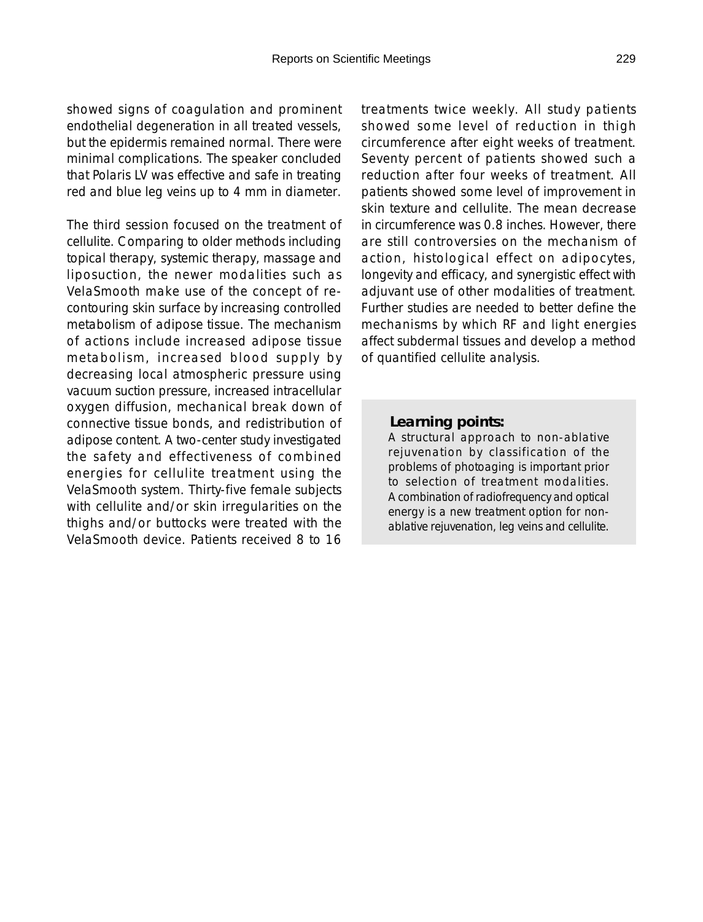showed signs of coagulation and prominent endothelial degeneration in all treated vessels, but the epidermis remained normal. There were minimal complications. The speaker concluded that Polaris LV was effective and safe in treating red and blue leg veins up to 4 mm in diameter.

The third session focused on the treatment of cellulite. Comparing to older methods including topical therapy, systemic therapy, massage and liposuction, the newer modalities such as VelaSmooth make use of the concept of re-contouring skin surface by increasing controlled metabolism of adipose tissue. The mechanism of actions include increased adipose tissue metabolism, increased blood supply by decreasing local atmospheric pressure using vacuum suction pressure, increased intracellular oxygen diffusion, mechanical break down of connective tissue bonds, and redistribution of adipose content. A two-center study investigated the safety and effectiveness of combined energies for cellulite treatment using the VelaSmooth system. Thirty-five female subjects with cellulite and/or skin irregularities on the thighs and/or buttocks were treated with the VelaSmooth device. Patients received 8 to 16 treatments twice weekly. All study patients showed some level of reduction in thigh circumference after eight weeks of treatment. Seventy percent of patients showed such a reduction after four weeks of treatment. All patients showed some level of improvement in skin texture and cellulite. The mean decrease in circumference was 0.8 inches. However, there are still controversies on the mechanism of action, histological effect on adipocytes, longevity and efficacy, and synergistic effect with adjuvant use of other modalities of treatment. Further studies are needed to better define the mechanisms by which RF and light energies affect subdermal tissues and develop a method of quantified cellulite analysis.

**Learning points:**

A structural approach to non-ablative rejuvenation by classification of the problems of photoaging is important prior to selection of treatment modalities. A combination of radiofrequency and optical energy is a new treatment option for non-ablative rejuvenation, leg veins and cellulite.